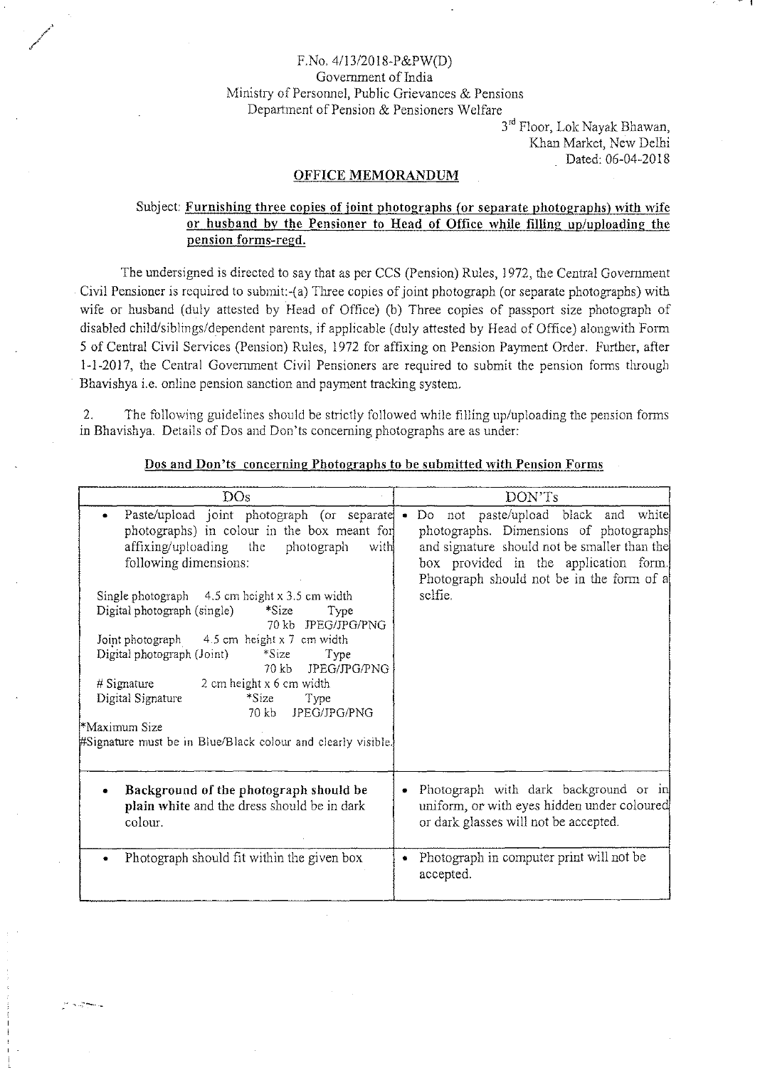F.No. 4/13/2018-P&PW(D)
Government of India
Ministry of Personnel, Public Grievances & Pensions
Department of Pension & Pensioners Welfare

3rd Floor, Lok Nayak Bhawan,
Khan Market, New Delhi
Dated: 06-04-2018

## OFFICE MEMORANDUM

Subject: **Furnishing three copies of joint photographs (or separate photographs) with wife or husband by the Pensioner to Head of Office while filling up/uploading the pension forms-regd.**

The undersigned is directed to say that as per CCS (Pension) Rules, 1972, the Central Government Civil Pensioner is required to submit:-(a) Three copies of joint photograph (or separate photographs) with wife or husband (duly attested by Head of Office) (b) Three copies of passport size photograph of disabled child/siblings/dependent parents, if applicable (duly attested by Head of Office) alongwith Form 5 of Central Civil Services (Pension) Rules, 1972 for affixing on Pension Payment Order. Further, after 1-1-2017, the Central Government Civil Pensioners are required to submit the pension forms through Bhavishya i.e. online pension sanction and payment tracking system.

2. The following guidelines should be strictly followed while filling up/uploading the pension forms in Bhavishya. Details of Dos and Don'ts concerning photographs are as under:

**Dos and Don'ts concerning Photographs to be submitted with Pension Forms**

| DOs | DON'Ts |
|---|---|
| • Paste/upload joint photograph (or separate photographs) in colour in the box meant for affixing/uploading the photograph with following dimensions:<br><br>Single photograph 4.5 cm height x 3.5 cm width<br>Digital photograph (single) *Size 70 kb Type JPEG/JPG/PNG<br>Joint photograph 4.5 cm height x 7 cm width<br>Digital photograph (Joint) *Size 70 kb Type JPEG/JPG/PNG<br># Signature 2 cm height x 6 cm width<br>Digital Signature *Size 70 kb Type JPEG/JPG/PNG<br>*Maximum Size<br>#Signature must be in Blue/Black colour and clearly visible. | • Do not paste/upload black and white photographs. Dimensions of photographs and signature should not be smaller than the box provided in the application form. Photograph should not be in the form of a selfie. |
| • **Background of the photograph should be plain white** and the dress should be in dark colour. | • Photograph with dark background or in uniform, or with eyes hidden under coloured or dark glasses will not be accepted. |
| • Photograph should fit within the given box | • Photograph in computer print will not be accepted. |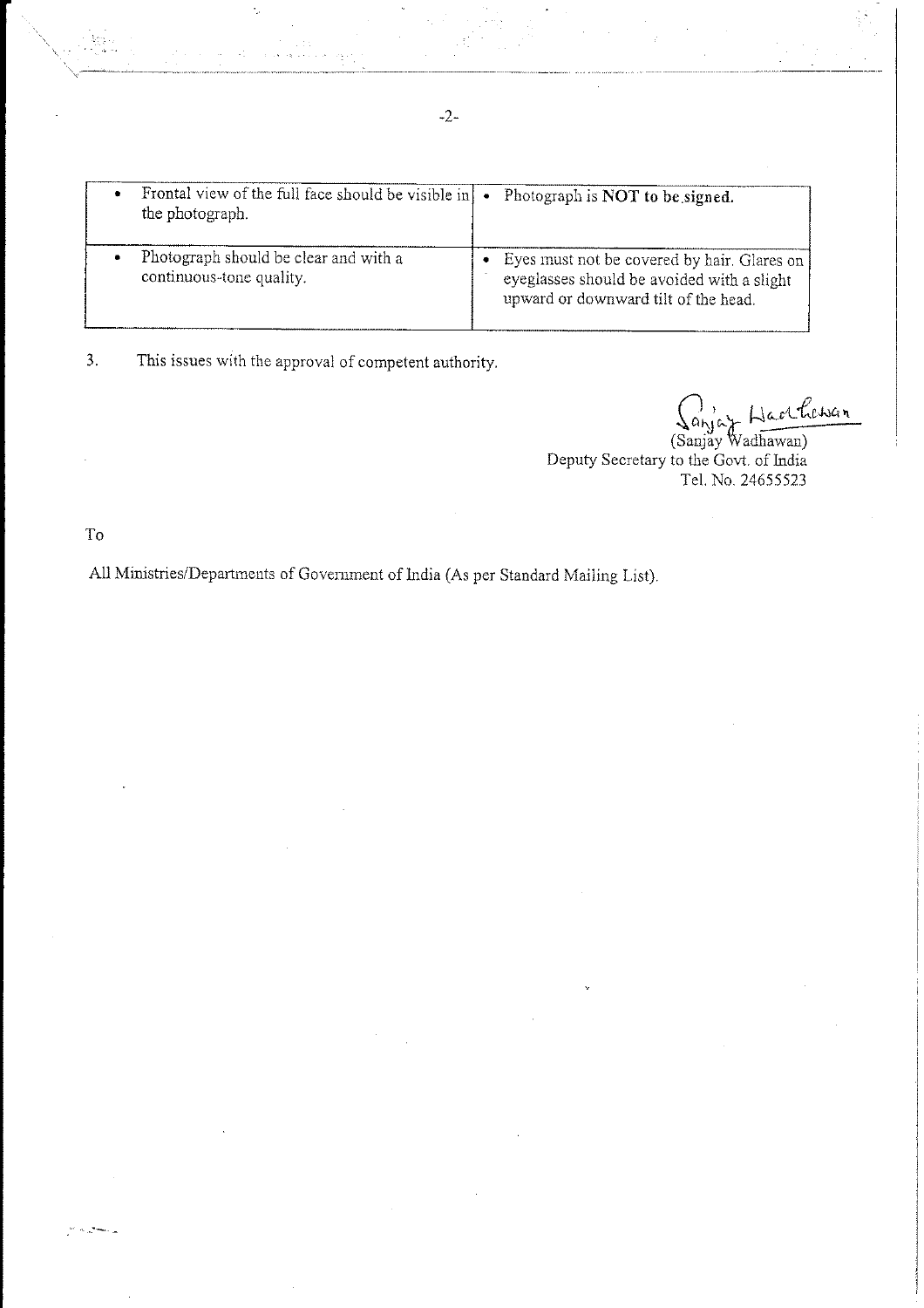| | |
|---|---|
| • Frontal view of the full face should be visible in the photograph. | • Photograph is **NOT to be signed.** |
| • Photograph should be clear and with a continuous-tone quality. | • Eyes must not be covered by hair. Glares on eyeglasses should be avoided with a slight upward or downward tilt of the head. |

3. This issues with the approval of competent authority.

Sanjay Wadhawan

(Sanjay Wadhawan)
Deputy Secretary to the Govt. of India
Tel. No. 24655523

To

All Ministries/Departments of Government of India (As per Standard Mailing List).